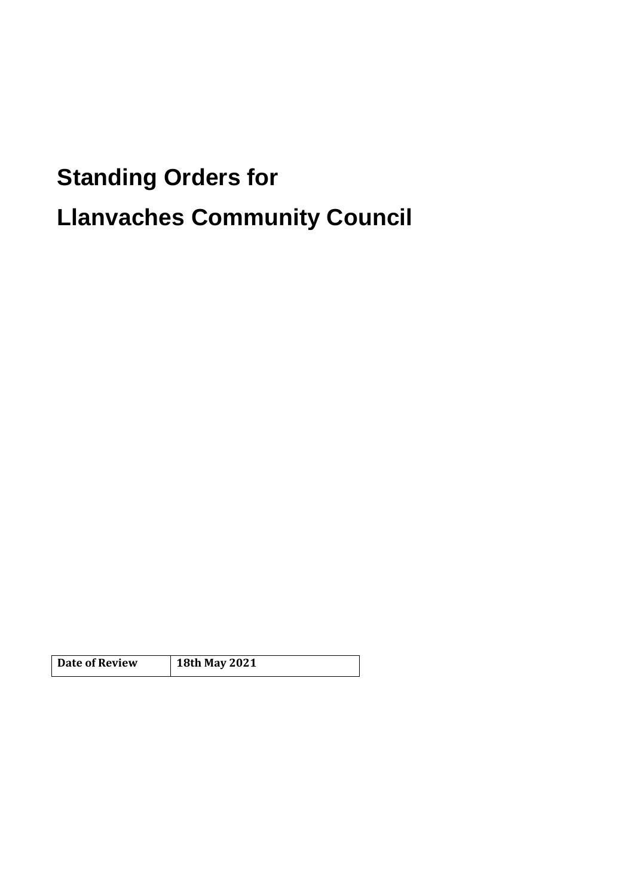# Standing Orders for

# Llanvaches Community Council

| Date of Review | 18th May 2021 |
|---|---|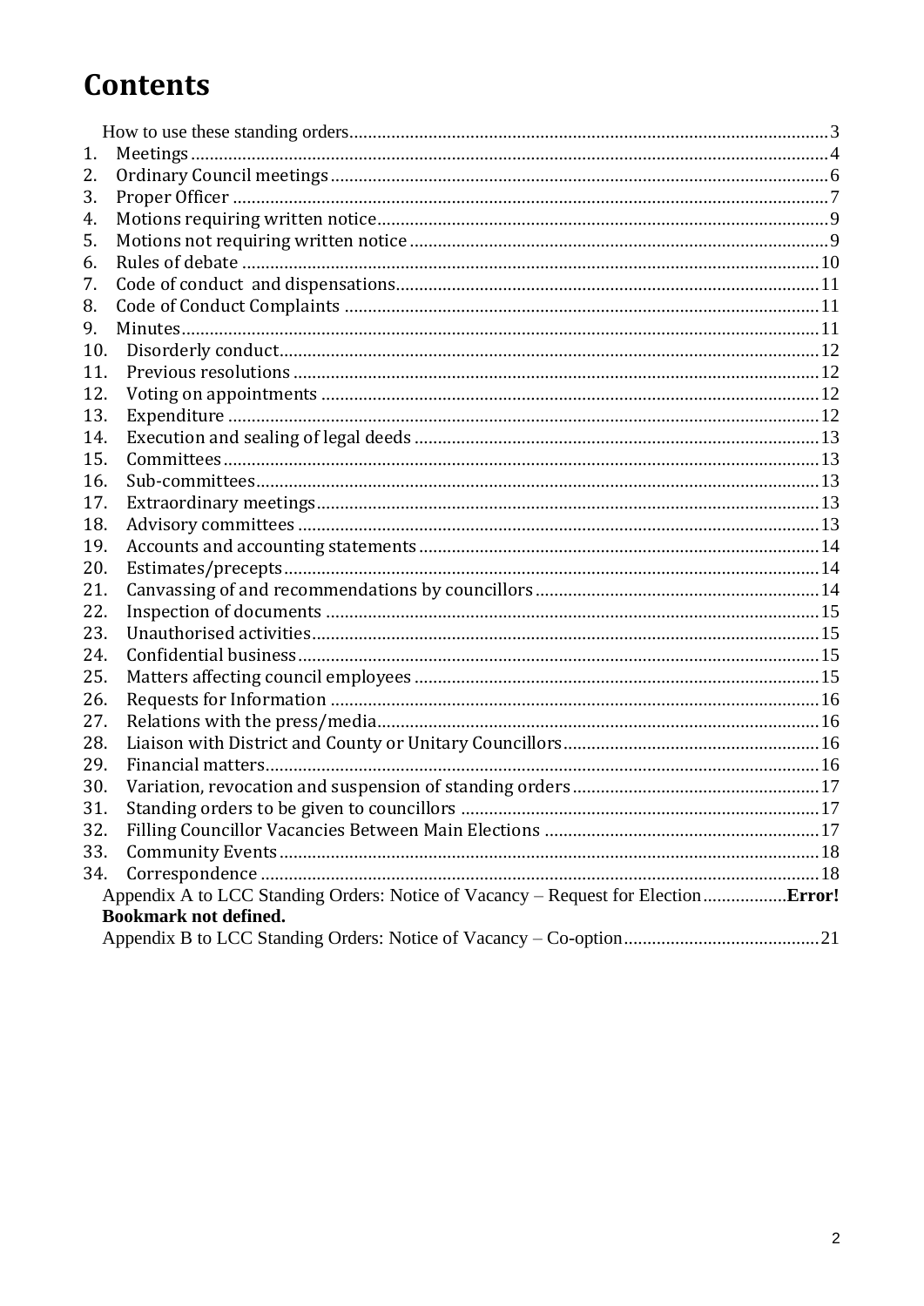# Contents

How to use these standing orders....................................................3

1. Meetings....................................................4
2. Ordinary Council meetings....................................................6
3. Proper Officer....................................................7
4. Motions requiring written notice....................................................9
5. Motions not requiring written notice....................................................9
6. Rules of debate....................................................10
7. Code of conduct and dispensations....................................................11
8. Code of Conduct Complaints....................................................11
9. Minutes....................................................11
10. Disorderly conduct....................................................12
11. Previous resolutions....................................................12
12. Voting on appointments....................................................12
13. Expenditure....................................................12
14. Execution and sealing of legal deeds....................................................13
15. Committees....................................................13
16. Sub-committees....................................................13
17. Extraordinary meetings....................................................13
18. Advisory committees....................................................13
19. Accounts and accounting statements....................................................14
20. Estimates/precepts....................................................14
21. Canvassing of and recommendations by councillors....................................................14
22. Inspection of documents....................................................15
23. Unauthorised activities....................................................15
24. Confidential business....................................................15
25. Matters affecting council employees....................................................15
26. Requests for Information....................................................16
27. Relations with the press/media....................................................16
28. Liaison with District and County or Unitary Councillors....................................................16
29. Financial matters....................................................16
30. Variation, revocation and suspension of standing orders....................................................17
31. Standing orders to be given to councillors....................................................17
32. Filling Councillor Vacancies Between Main Elections....................................................17
33. Community Events....................................................18
34. Correspondence....................................................18

Appendix A to LCC Standing Orders: Notice of Vacancy – Request for Election....................**Error! Bookmark not defined.**

Appendix B to LCC Standing Orders: Notice of Vacancy – Co-option....................................................21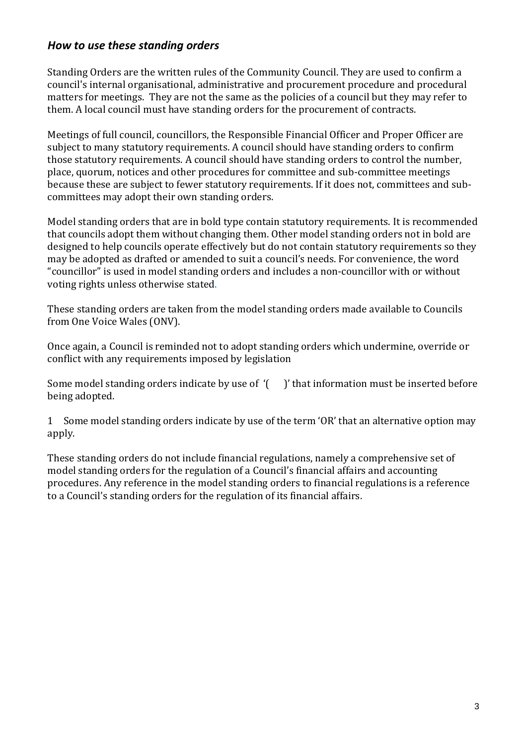## *How to use these standing orders*

Standing Orders are the written rules of the Community Council. They are used to confirm a council's internal organisational, administrative and procurement procedure and procedural matters for meetings. They are not the same as the policies of a council but they may refer to them. A local council must have standing orders for the procurement of contracts.

Meetings of full council, councillors, the Responsible Financial Officer and Proper Officer are subject to many statutory requirements. A council should have standing orders to confirm those statutory requirements. A council should have standing orders to control the number, place, quorum, notices and other procedures for committee and sub-committee meetings because these are subject to fewer statutory requirements. If it does not, committees and sub-committees may adopt their own standing orders.

Model standing orders that are in bold type contain statutory requirements. It is recommended that councils adopt them without changing them. Other model standing orders not in bold are designed to help councils operate effectively but do not contain statutory requirements so they may be adopted as drafted or amended to suit a council's needs. For convenience, the word "councillor" is used in model standing orders and includes a non-councillor with or without voting rights unless otherwise stated.

These standing orders are taken from the model standing orders made available to Councils from One Voice Wales (ONV).

Once again, a Council is reminded not to adopt standing orders which undermine, override or conflict with any requirements imposed by legislation

Some model standing orders indicate by use of '( )' that information must be inserted before being adopted.

1 Some model standing orders indicate by use of the term 'OR' that an alternative option may apply.

These standing orders do not include financial regulations, namely a comprehensive set of model standing orders for the regulation of a Council's financial affairs and accounting procedures. Any reference in the model standing orders to financial regulations is a reference to a Council's standing orders for the regulation of its financial affairs.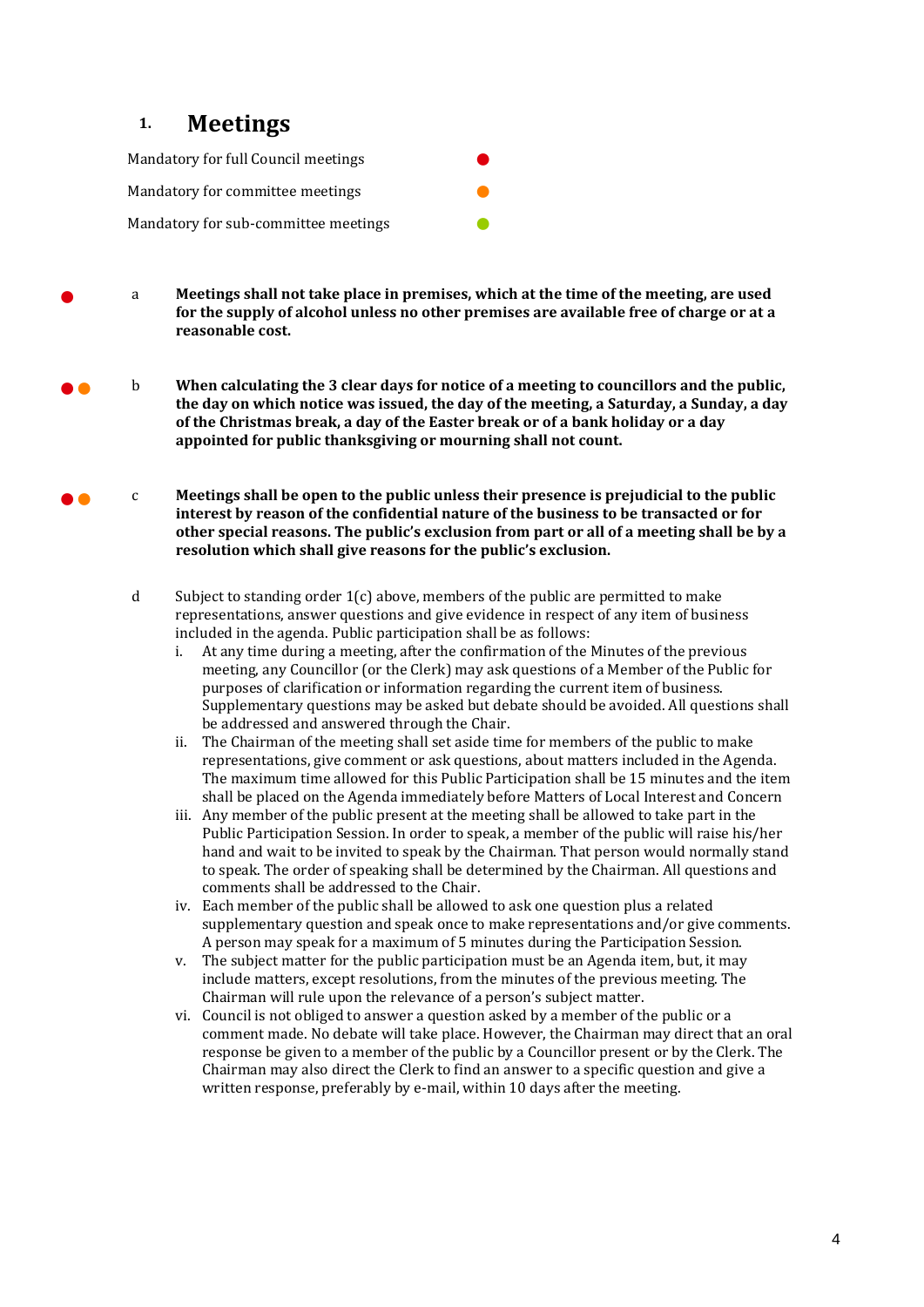# 1. Meetings

Mandatory for full Council meetings ●

Mandatory for committee meetings ●

Mandatory for sub-committee meetings ●

● a **Meetings shall not take place in premises, which at the time of the meeting, are used for the supply of alcohol unless no other premises are available free of charge or at a reasonable cost.**

●● b **When calculating the 3 clear days for notice of a meeting to councillors and the public, the day on which notice was issued, the day of the meeting, a Saturday, a Sunday, a day of the Christmas break, a day of the Easter break or of a bank holiday or a day appointed for public thanksgiving or mourning shall not count.**

●● c **Meetings shall be open to the public unless their presence is prejudicial to the public interest by reason of the confidential nature of the business to be transacted or for other special reasons. The public's exclusion from part or all of a meeting shall be by a resolution which shall give reasons for the public's exclusion.**

d Subject to standing order 1(c) above, members of the public are permitted to make representations, answer questions and give evidence in respect of any item of business included in the agenda. Public participation shall be as follows:

i. At any time during a meeting, after the confirmation of the Minutes of the previous meeting, any Councillor (or the Clerk) may ask questions of a Member of the Public for purposes of clarification or information regarding the current item of business. Supplementary questions may be asked but debate should be avoided. All questions shall be addressed and answered through the Chair.

ii. The Chairman of the meeting shall set aside time for members of the public to make representations, give comment or ask questions, about matters included in the Agenda. The maximum time allowed for this Public Participation shall be 15 minutes and the item shall be placed on the Agenda immediately before Matters of Local Interest and Concern

iii. Any member of the public present at the meeting shall be allowed to take part in the Public Participation Session. In order to speak, a member of the public will raise his/her hand and wait to be invited to speak by the Chairman. That person would normally stand to speak. The order of speaking shall be determined by the Chairman. All questions and comments shall be addressed to the Chair.

iv. Each member of the public shall be allowed to ask one question plus a related supplementary question and speak once to make representations and/or give comments. A person may speak for a maximum of 5 minutes during the Participation Session.

v. The subject matter for the public participation must be an Agenda item, but, it may include matters, except resolutions, from the minutes of the previous meeting. The Chairman will rule upon the relevance of a person's subject matter.

vi. Council is not obliged to answer a question asked by a member of the public or a comment made. No debate will take place. However, the Chairman may direct that an oral response be given to a member of the public by a Councillor present or by the Clerk. The Chairman may also direct the Clerk to find an answer to a specific question and give a written response, preferably by e-mail, within 10 days after the meeting.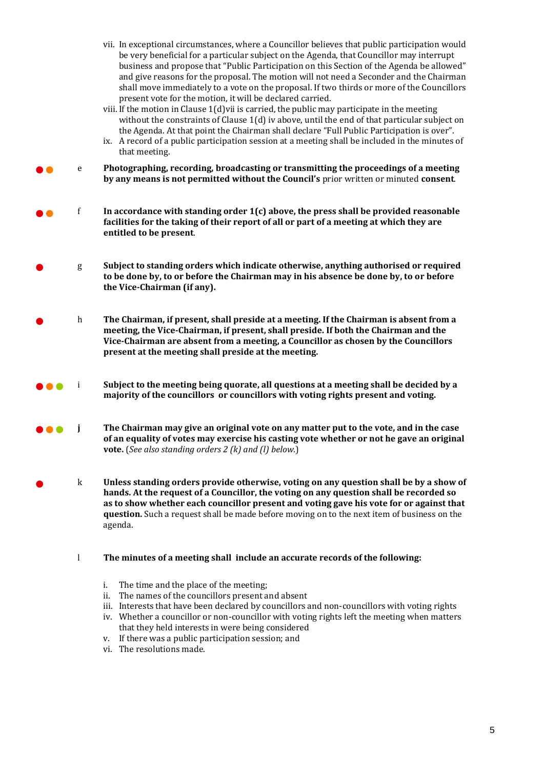vii. In exceptional circumstances, where a Councillor believes that public participation would be very beneficial for a particular subject on the Agenda, that Councillor may interrupt business and propose that "Public Participation on this Section of the Agenda be allowed" and give reasons for the proposal. The motion will not need a Seconder and the Chairman shall move immediately to a vote on the proposal. If two thirds or more of the Councillors present vote for the motion, it will be declared carried.

viii. If the motion in Clause 1(d)vii is carried, the public may participate in the meeting without the constraints of Clause 1(d) iv above, until the end of that particular subject on the Agenda. At that point the Chairman shall declare "Full Public Participation is over".

ix. A record of a public participation session at a meeting shall be included in the minutes of that meeting.

e **Photographing, recording, broadcasting or transmitting the proceedings of a meeting by any means is not permitted without the Council's** prior written or minuted **consent**.

f **In accordance with standing order 1(c) above, the press shall be provided reasonable facilities for the taking of their report of all or part of a meeting at which they are entitled to be present**.

g **Subject to standing orders which indicate otherwise, anything authorised or required to be done by, to or before the Chairman may in his absence be done by, to or before the Vice-Chairman (if any).**

h **The Chairman, if present, shall preside at a meeting. If the Chairman is absent from a meeting, the Vice-Chairman, if present, shall preside. If both the Chairman and the Vice-Chairman are absent from a meeting, a Councillor as chosen by the Councillors present at the meeting shall preside at the meeting.**

i **Subject to the meeting being quorate, all questions at a meeting shall be decided by a majority of the councillors or councillors with voting rights present and voting.**

**j** **The Chairman may give an original vote on any matter put to the vote, and in the case of an equality of votes may exercise his casting vote whether or not he gave an original vote.** (*See also standing orders 2 (k) and (l) below.*)

k **Unless standing orders provide otherwise, voting on any question shall be by a show of hands. At the request of a Councillor, the voting on any question shall be recorded so as to show whether each councillor present and voting gave his vote for or against that question.** Such a request shall be made before moving on to the next item of business on the agenda.

l **The minutes of a meeting shall include an accurate records of the following:**

i. The time and the place of the meeting;
ii. The names of the councillors present and absent
iii. Interests that have been declared by councillors and non-councillors with voting rights
iv. Whether a councillor or non-councillor with voting rights left the meeting when matters that they held interests in were being considered
v. If there was a public participation session; and
vi. The resolutions made.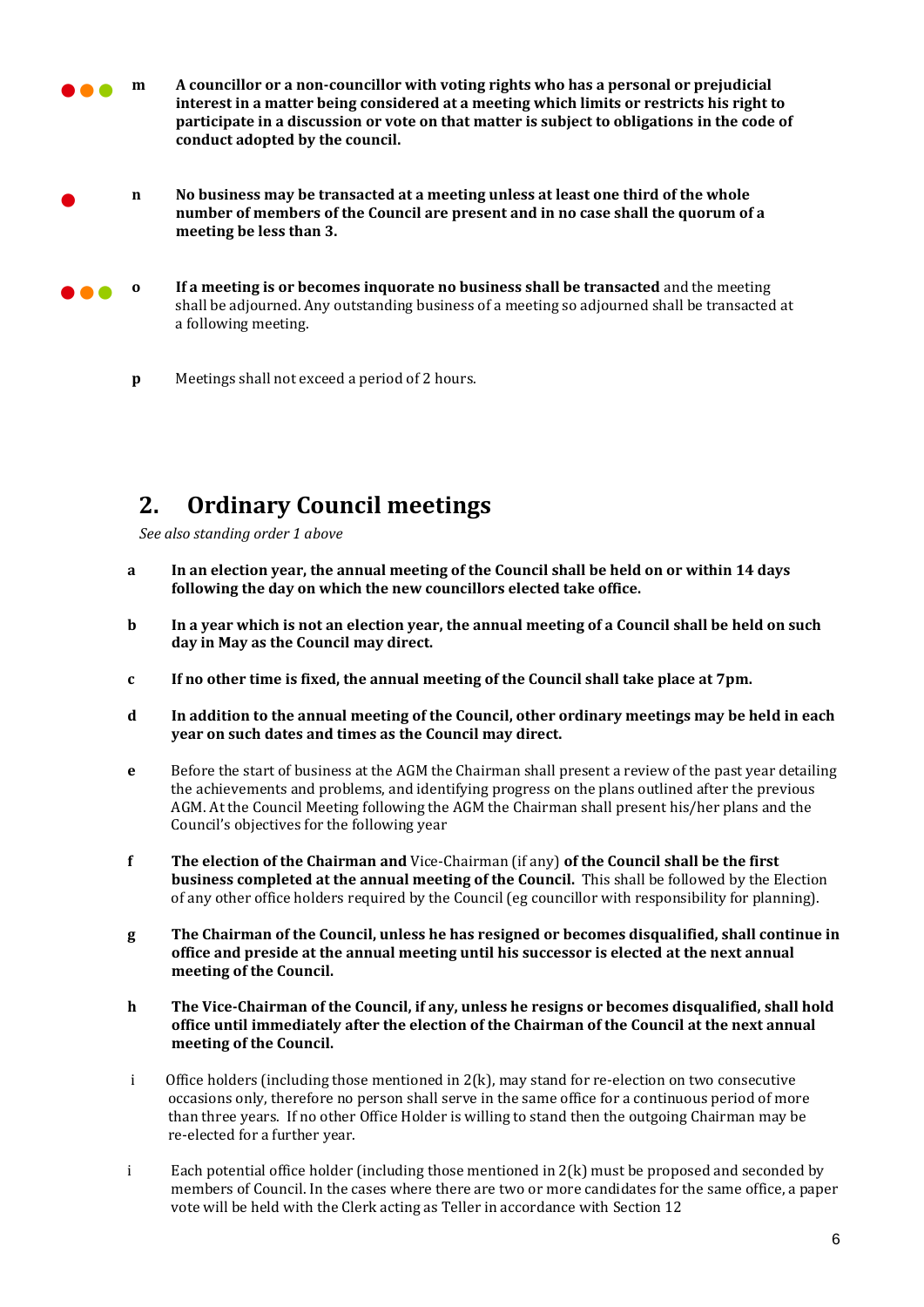**m** **A councillor or a non-councillor with voting rights who has a personal or prejudicial interest in a matter being considered at a meeting which limits or restricts his right to participate in a discussion or vote on that matter is subject to obligations in the code of conduct adopted by the council.**

**n** **No business may be transacted at a meeting unless at least one third of the whole number of members of the Council are present and in no case shall the quorum of a meeting be less than 3.**

**o** **If a meeting is or becomes inquorate no business shall be transacted** and the meeting shall be adjourned. Any outstanding business of a meeting so adjourned shall be transacted at a following meeting.

**p** Meetings shall not exceed a period of 2 hours.

## 2. Ordinary Council meetings

*See also standing order 1 above*

**a** **In an election year, the annual meeting of the Council shall be held on or within 14 days following the day on which the new councillors elected take office.**

**b** **In a year which is not an election year, the annual meeting of a Council shall be held on such day in May as the Council may direct.**

**c** **If no other time is fixed, the annual meeting of the Council shall take place at 7pm.**

**d** **In addition to the annual meeting of the Council, other ordinary meetings may be held in each year on such dates and times as the Council may direct.**

**e** Before the start of business at the AGM the Chairman shall present a review of the past year detailing the achievements and problems, and identifying progress on the plans outlined after the previous AGM. At the Council Meeting following the AGM the Chairman shall present his/her plans and the Council's objectives for the following year

**f** **The election of the Chairman and** Vice-Chairman (if any) **of the Council shall be the first business completed at the annual meeting of the Council.** This shall be followed by the Election of any other office holders required by the Council (eg councillor with responsibility for planning).

**g** **The Chairman of the Council, unless he has resigned or becomes disqualified, shall continue in office and preside at the annual meeting until his successor is elected at the next annual meeting of the Council.**

**h** **The Vice-Chairman of the Council, if any, unless he resigns or becomes disqualified, shall hold office until immediately after the election of the Chairman of the Council at the next annual meeting of the Council.**

i Office holders (including those mentioned in 2(k), may stand for re-election on two consecutive occasions only, therefore no person shall serve in the same office for a continuous period of more than three years. If no other Office Holder is willing to stand then the outgoing Chairman may be re-elected for a further year.

i Each potential office holder (including those mentioned in 2(k) must be proposed and seconded by members of Council. In the cases where there are two or more candidates for the same office, a paper vote will be held with the Clerk acting as Teller in accordance with Section 12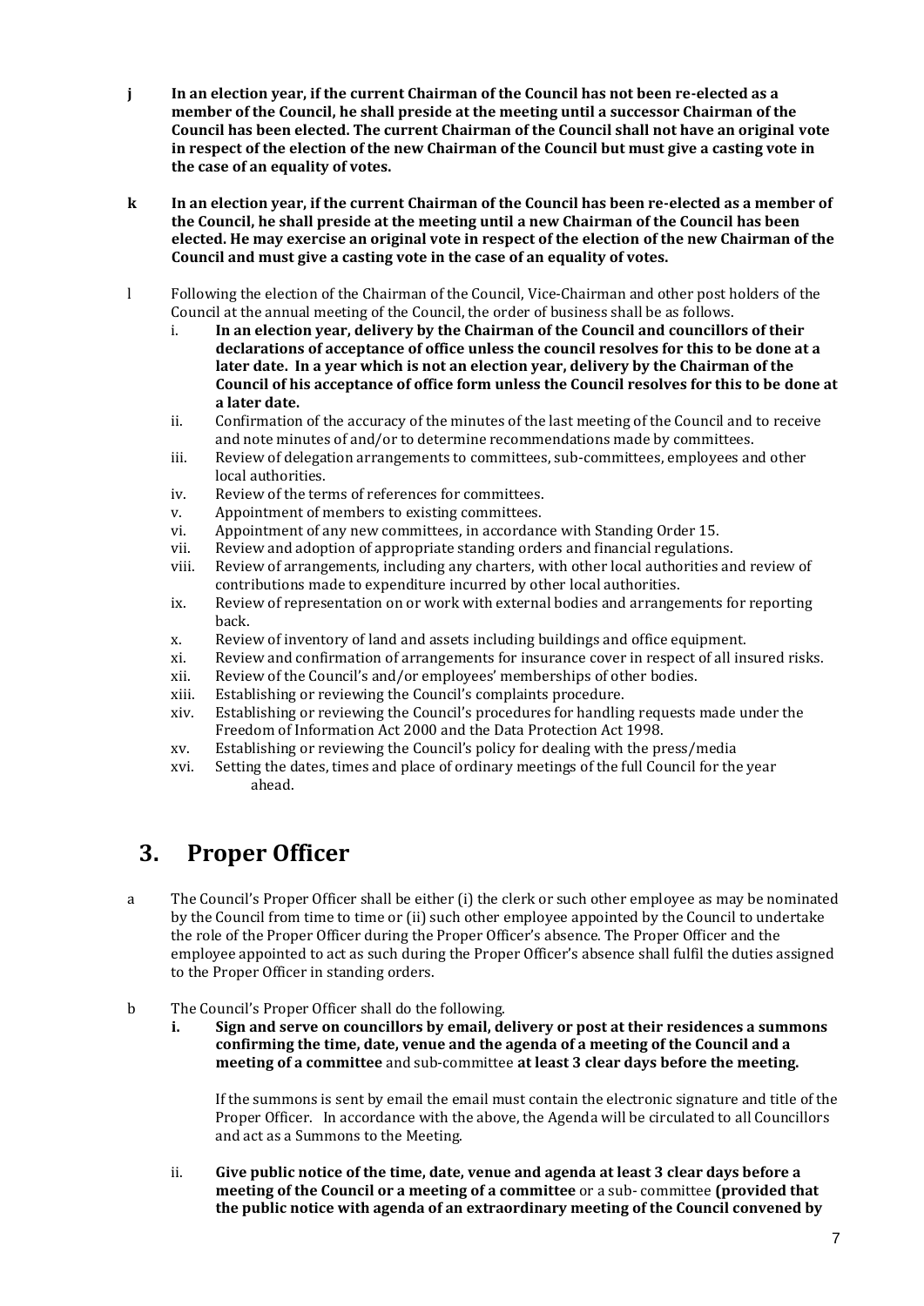**j In an election year, if the current Chairman of the Council has not been re-elected as a member of the Council, he shall preside at the meeting until a successor Chairman of the Council has been elected. The current Chairman of the Council shall not have an original vote in respect of the election of the new Chairman of the Council but must give a casting vote in the case of an equality of votes.**

**k In an election year, if the current Chairman of the Council has been re-elected as a member of the Council, he shall preside at the meeting until a new Chairman of the Council has been elected. He may exercise an original vote in respect of the election of the new Chairman of the Council and must give a casting vote in the case of an equality of votes.**

l Following the election of the Chairman of the Council, Vice-Chairman and other post holders of the Council at the annual meeting of the Council, the order of business shall be as follows.

i. **In an election year, delivery by the Chairman of the Council and councillors of their declarations of acceptance of office unless the council resolves for this to be done at a later date. In a year which is not an election year, delivery by the Chairman of the Council of his acceptance of office form unless the Council resolves for this to be done at a later date.**
ii. Confirmation of the accuracy of the minutes of the last meeting of the Council and to receive and note minutes of and/or to determine recommendations made by committees.
iii. Review of delegation arrangements to committees, sub-committees, employees and other local authorities.
iv. Review of the terms of references for committees.
v. Appointment of members to existing committees.
vi. Appointment of any new committees, in accordance with Standing Order 15.
vii. Review and adoption of appropriate standing orders and financial regulations.
viii. Review of arrangements, including any charters, with other local authorities and review of contributions made to expenditure incurred by other local authorities.
ix. Review of representation on or work with external bodies and arrangements for reporting back.
x. Review of inventory of land and assets including buildings and office equipment.
xi. Review and confirmation of arrangements for insurance cover in respect of all insured risks.
xii. Review of the Council's and/or employees' memberships of other bodies.
xiii. Establishing or reviewing the Council's complaints procedure.
xiv. Establishing or reviewing the Council's procedures for handling requests made under the Freedom of Information Act 2000 and the Data Protection Act 1998.
xv. Establishing or reviewing the Council's policy for dealing with the press/media
xvi. Setting the dates, times and place of ordinary meetings of the full Council for the year ahead.

## 3. Proper Officer

a The Council's Proper Officer shall be either (i) the clerk or such other employee as may be nominated by the Council from time to time or (ii) such other employee appointed by the Council to undertake the role of the Proper Officer during the Proper Officer's absence. The Proper Officer and the employee appointed to act as such during the Proper Officer's absence shall fulfil the duties assigned to the Proper Officer in standing orders.

b The Council's Proper Officer shall do the following.

**i. Sign and serve on councillors by email, delivery or post at their residences a summons confirming the time, date, venue and the agenda of a meeting of the Council and a meeting of a committee** and sub-committee **at least 3 clear days before the meeting.**

If the summons is sent by email the email must contain the electronic signature and title of the Proper Officer. In accordance with the above, the Agenda will be circulated to all Councillors and act as a Summons to the Meeting.

ii. **Give public notice of the time, date, venue and agenda at least 3 clear days before a meeting of the Council or a meeting of a committee** or a sub- committee **(provided that the public notice with agenda of an extraordinary meeting of the Council convened by**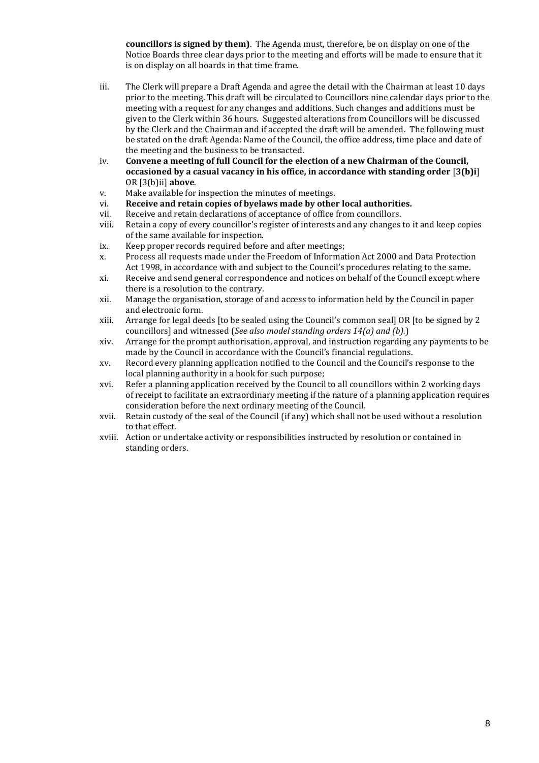**councillors is signed by them)**. The Agenda must, therefore, be on display on one of the Notice Boards three clear days prior to the meeting and efforts will be made to ensure that it is on display on all boards in that time frame.

iii. The Clerk will prepare a Draft Agenda and agree the detail with the Chairman at least 10 days prior to the meeting. This draft will be circulated to Councillors nine calendar days prior to the meeting with a request for any changes and additions. Such changes and additions must be given to the Clerk within 36 hours. Suggested alterations from Councillors will be discussed by the Clerk and the Chairman and if accepted the draft will be amended. The following must be stated on the draft Agenda: Name of the Council, the office address, time place and date of the meeting and the business to be transacted.

iv. **Convene a meeting of full Council for the election of a new Chairman of the Council, occasioned by a casual vacancy in his office, in accordance with standing order** [**3(b)i**] OR [3(b)ii] **above**.

v. Make available for inspection the minutes of meetings.

vi. **Receive and retain copies of byelaws made by other local authorities.**

vii. Receive and retain declarations of acceptance of office from councillors.

viii. Retain a copy of every councillor's register of interests and any changes to it and keep copies of the same available for inspection.

ix. Keep proper records required before and after meetings;

x. Process all requests made under the Freedom of Information Act 2000 and Data Protection Act 1998, in accordance with and subject to the Council's procedures relating to the same.

xi. Receive and send general correspondence and notices on behalf of the Council except where there is a resolution to the contrary.

xii. Manage the organisation, storage of and access to information held by the Council in paper and electronic form.

xiii. Arrange for legal deeds [to be sealed using the Council's common seal] OR [to be signed by 2 councillors] and witnessed (*See also model standing orders 14(a) and (b).*)

xiv. Arrange for the prompt authorisation, approval, and instruction regarding any payments to be made by the Council in accordance with the Council's financial regulations.

xv. Record every planning application notified to the Council and the Council's response to the local planning authority in a book for such purpose;

xvi. Refer a planning application received by the Council to all councillors within 2 working days of receipt to facilitate an extraordinary meeting if the nature of a planning application requires consideration before the next ordinary meeting of the Council.

xvii. Retain custody of the seal of the Council (if any) which shall not be used without a resolution to that effect.

xviii. Action or undertake activity or responsibilities instructed by resolution or contained in standing orders.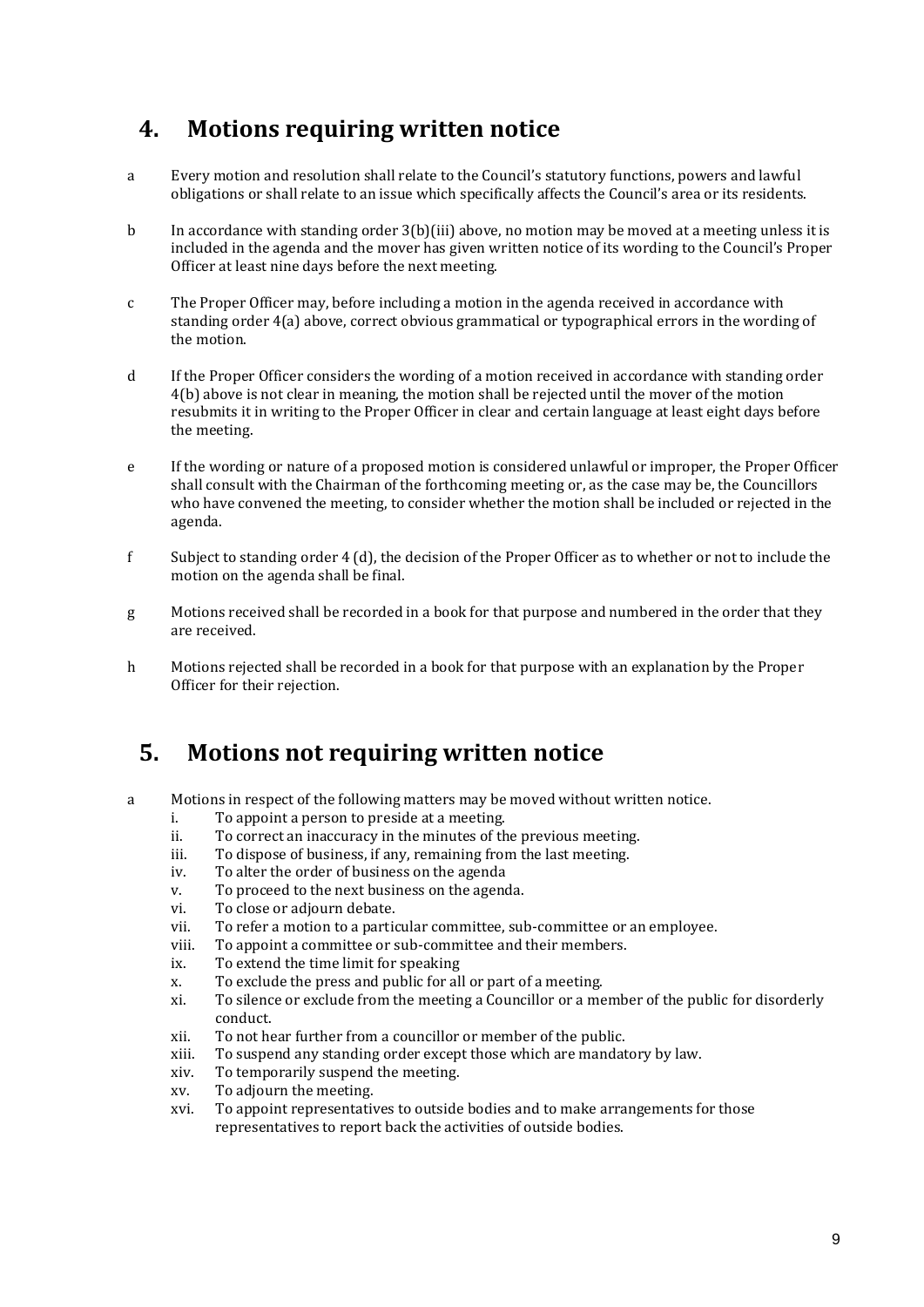## 4. Motions requiring written notice

a Every motion and resolution shall relate to the Council's statutory functions, powers and lawful obligations or shall relate to an issue which specifically affects the Council's area or its residents.

b In accordance with standing order 3(b)(iii) above, no motion may be moved at a meeting unless it is included in the agenda and the mover has given written notice of its wording to the Council's Proper Officer at least nine days before the next meeting.

c The Proper Officer may, before including a motion in the agenda received in accordance with standing order 4(a) above, correct obvious grammatical or typographical errors in the wording of the motion.

d If the Proper Officer considers the wording of a motion received in accordance with standing order 4(b) above is not clear in meaning, the motion shall be rejected until the mover of the motion resubmits it in writing to the Proper Officer in clear and certain language at least eight days before the meeting.

e If the wording or nature of a proposed motion is considered unlawful or improper, the Proper Officer shall consult with the Chairman of the forthcoming meeting or, as the case may be, the Councillors who have convened the meeting, to consider whether the motion shall be included or rejected in the agenda.

f Subject to standing order 4 (d), the decision of the Proper Officer as to whether or not to include the motion on the agenda shall be final.

g Motions received shall be recorded in a book for that purpose and numbered in the order that they are received.

h Motions rejected shall be recorded in a book for that purpose with an explanation by the Proper Officer for their rejection.

## 5. Motions not requiring written notice

a Motions in respect of the following matters may be moved without written notice.

   i. To appoint a person to preside at a meeting.
   ii. To correct an inaccuracy in the minutes of the previous meeting.
   iii. To dispose of business, if any, remaining from the last meeting.
   iv. To alter the order of business on the agenda
   v. To proceed to the next business on the agenda.
   vi. To close or adjourn debate.
   vii. To refer a motion to a particular committee, sub-committee or an employee.
   viii. To appoint a committee or sub-committee and their members.
   ix. To extend the time limit for speaking
   x. To exclude the press and public for all or part of a meeting.
   xi. To silence or exclude from the meeting a Councillor or a member of the public for disorderly conduct.
   xii. To not hear further from a councillor or member of the public.
   xiii. To suspend any standing order except those which are mandatory by law.
   xiv. To temporarily suspend the meeting.
   xv. To adjourn the meeting.
   xvi. To appoint representatives to outside bodies and to make arrangements for those representatives to report back the activities of outside bodies.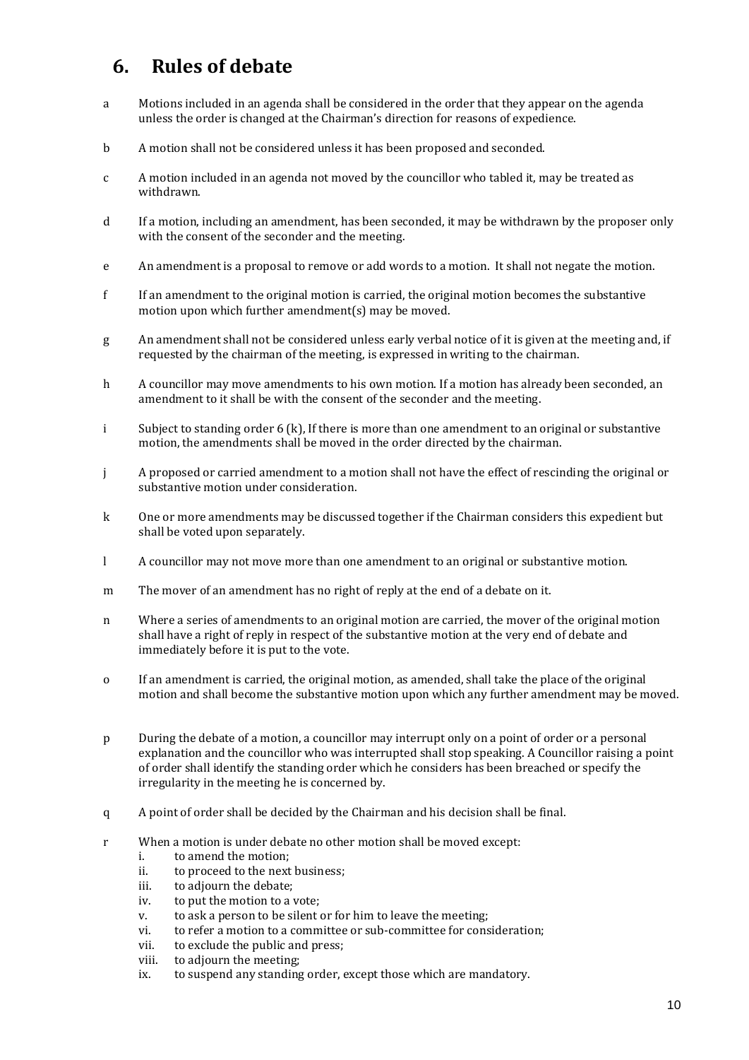## 6. Rules of debate

a Motions included in an agenda shall be considered in the order that they appear on the agenda unless the order is changed at the Chairman's direction for reasons of expedience.

b A motion shall not be considered unless it has been proposed and seconded.

c A motion included in an agenda not moved by the councillor who tabled it, may be treated as withdrawn.

d If a motion, including an amendment, has been seconded, it may be withdrawn by the proposer only with the consent of the seconder and the meeting.

e An amendment is a proposal to remove or add words to a motion. It shall not negate the motion.

f If an amendment to the original motion is carried, the original motion becomes the substantive motion upon which further amendment(s) may be moved.

g An amendment shall not be considered unless early verbal notice of it is given at the meeting and, if requested by the chairman of the meeting, is expressed in writing to the chairman.

h A councillor may move amendments to his own motion. If a motion has already been seconded, an amendment to it shall be with the consent of the seconder and the meeting.

i Subject to standing order 6 (k), If there is more than one amendment to an original or substantive motion, the amendments shall be moved in the order directed by the chairman.

j A proposed or carried amendment to a motion shall not have the effect of rescinding the original or substantive motion under consideration.

k One or more amendments may be discussed together if the Chairman considers this expedient but shall be voted upon separately.

l A councillor may not move more than one amendment to an original or substantive motion.

m The mover of an amendment has no right of reply at the end of a debate on it.

n Where a series of amendments to an original motion are carried, the mover of the original motion shall have a right of reply in respect of the substantive motion at the very end of debate and immediately before it is put to the vote.

o If an amendment is carried, the original motion, as amended, shall take the place of the original motion and shall become the substantive motion upon which any further amendment may be moved.

p During the debate of a motion, a councillor may interrupt only on a point of order or a personal explanation and the councillor who was interrupted shall stop speaking. A Councillor raising a point of order shall identify the standing order which he considers has been breached or specify the irregularity in the meeting he is concerned by.

q A point of order shall be decided by the Chairman and his decision shall be final.

r When a motion is under debate no other motion shall be moved except:
   i. to amend the motion;
   ii. to proceed to the next business;
   iii. to adjourn the debate;
   iv. to put the motion to a vote;
   v. to ask a person to be silent or for him to leave the meeting;
   vi. to refer a motion to a committee or sub-committee for consideration;
   vii. to exclude the public and press;
   viii. to adjourn the meeting;
   ix. to suspend any standing order, except those which are mandatory.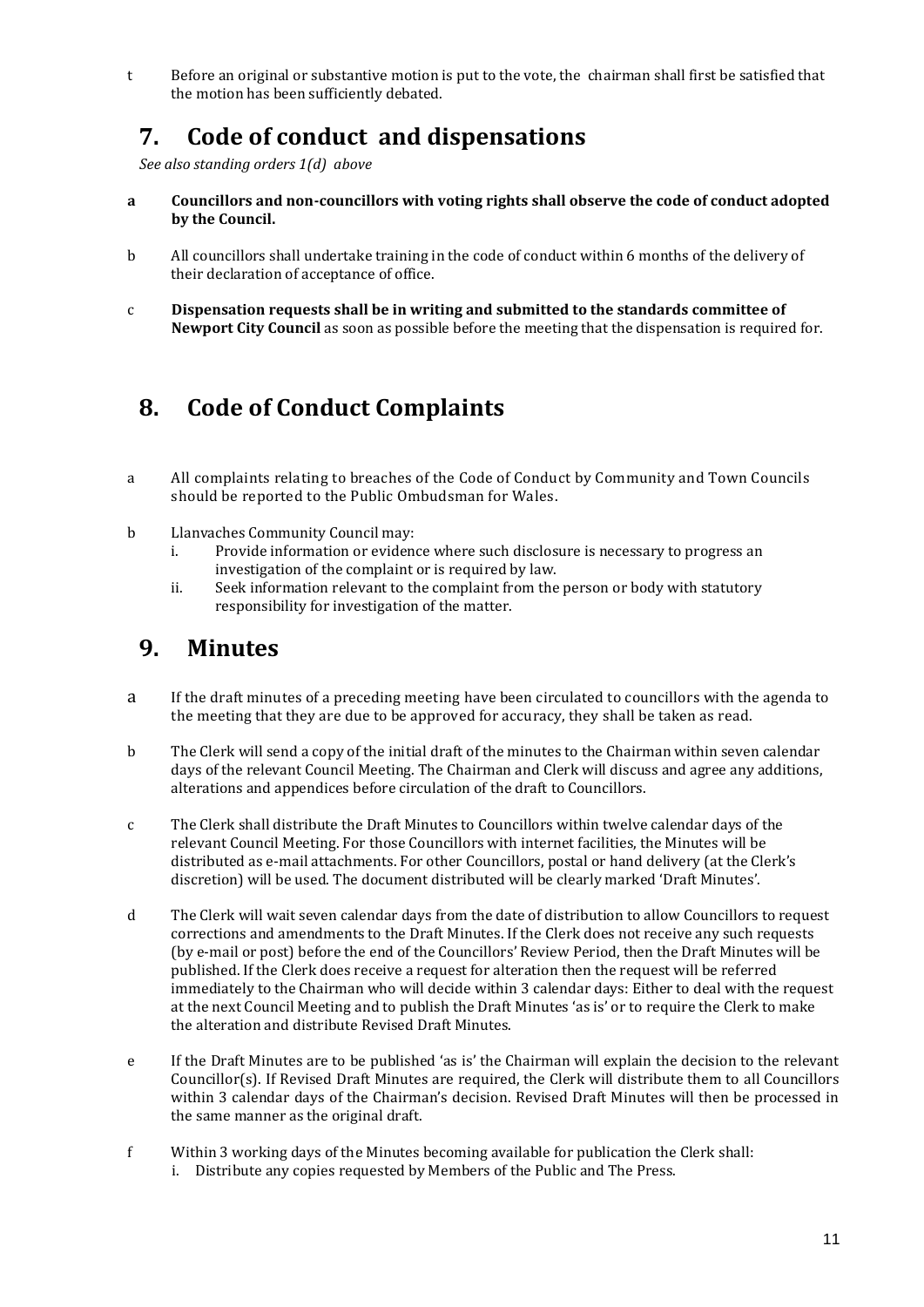t Before an original or substantive motion is put to the vote, the chairman shall first be satisfied that the motion has been sufficiently debated.

## 7. Code of conduct and dispensations

*See also standing orders 1(d) above*

a **Councillors and non-councillors with voting rights shall observe the code of conduct adopted by the Council.**

b All councillors shall undertake training in the code of conduct within 6 months of the delivery of their declaration of acceptance of office.

c **Dispensation requests shall be in writing and submitted to the standards committee of Newport City Council** as soon as possible before the meeting that the dispensation is required for.

## 8. Code of Conduct Complaints

a All complaints relating to breaches of the Code of Conduct by Community and Town Councils should be reported to the Public Ombudsman for Wales.

b Llanvaches Community Council may:
   i. Provide information or evidence where such disclosure is necessary to progress an investigation of the complaint or is required by law.
   ii. Seek information relevant to the complaint from the person or body with statutory responsibility for investigation of the matter.

## 9. Minutes

a If the draft minutes of a preceding meeting have been circulated to councillors with the agenda to the meeting that they are due to be approved for accuracy, they shall be taken as read.

b The Clerk will send a copy of the initial draft of the minutes to the Chairman within seven calendar days of the relevant Council Meeting. The Chairman and Clerk will discuss and agree any additions, alterations and appendices before circulation of the draft to Councillors.

c The Clerk shall distribute the Draft Minutes to Councillors within twelve calendar days of the relevant Council Meeting. For those Councillors with internet facilities, the Minutes will be distributed as e-mail attachments. For other Councillors, postal or hand delivery (at the Clerk's discretion) will be used. The document distributed will be clearly marked 'Draft Minutes'.

d The Clerk will wait seven calendar days from the date of distribution to allow Councillors to request corrections and amendments to the Draft Minutes. If the Clerk does not receive any such requests (by e-mail or post) before the end of the Councillors' Review Period, then the Draft Minutes will be published. If the Clerk does receive a request for alteration then the request will be referred immediately to the Chairman who will decide within 3 calendar days: Either to deal with the request at the next Council Meeting and to publish the Draft Minutes 'as is' or to require the Clerk to make the alteration and distribute Revised Draft Minutes.

e If the Draft Minutes are to be published 'as is' the Chairman will explain the decision to the relevant Councillor(s). If Revised Draft Minutes are required, the Clerk will distribute them to all Councillors within 3 calendar days of the Chairman's decision. Revised Draft Minutes will then be processed in the same manner as the original draft.

f Within 3 working days of the Minutes becoming available for publication the Clerk shall:
   i. Distribute any copies requested by Members of the Public and The Press.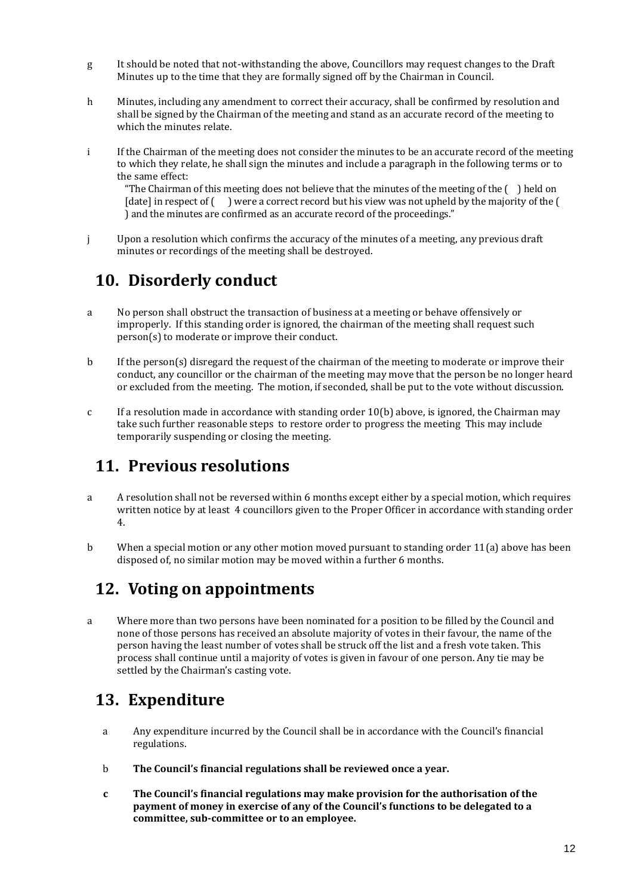g It should be noted that not-withstanding the above, Councillors may request changes to the Draft Minutes up to the time that they are formally signed off by the Chairman in Council.

h Minutes, including any amendment to correct their accuracy, shall be confirmed by resolution and shall be signed by the Chairman of the meeting and stand as an accurate record of the meeting to which the minutes relate.

i If the Chairman of the meeting does not consider the minutes to be an accurate record of the meeting to which they relate, he shall sign the minutes and include a paragraph in the following terms or to the same effect:

"The Chairman of this meeting does not believe that the minutes of the meeting of the ( ) held on [date] in respect of ( ) were a correct record but his view was not upheld by the majority of the ( ) and the minutes are confirmed as an accurate record of the proceedings."

j Upon a resolution which confirms the accuracy of the minutes of a meeting, any previous draft minutes or recordings of the meeting shall be destroyed.

## 10. Disorderly conduct

a No person shall obstruct the transaction of business at a meeting or behave offensively or improperly. If this standing order is ignored, the chairman of the meeting shall request such person(s) to moderate or improve their conduct.

b If the person(s) disregard the request of the chairman of the meeting to moderate or improve their conduct, any councillor or the chairman of the meeting may move that the person be no longer heard or excluded from the meeting. The motion, if seconded, shall be put to the vote without discussion.

c If a resolution made in accordance with standing order 10(b) above, is ignored, the Chairman may take such further reasonable steps to restore order to progress the meeting This may include temporarily suspending or closing the meeting.

## 11. Previous resolutions

a A resolution shall not be reversed within 6 months except either by a special motion, which requires written notice by at least 4 councillors given to the Proper Officer in accordance with standing order 4.

b When a special motion or any other motion moved pursuant to standing order 11(a) above has been disposed of, no similar motion may be moved within a further 6 months.

## 12. Voting on appointments

a Where more than two persons have been nominated for a position to be filled by the Council and none of those persons has received an absolute majority of votes in their favour, the name of the person having the least number of votes shall be struck off the list and a fresh vote taken. This process shall continue until a majority of votes is given in favour of one person. Any tie may be settled by the Chairman's casting vote.

## 13. Expenditure

a Any expenditure incurred by the Council shall be in accordance with the Council's financial regulations.

b **The Council's financial regulations shall be reviewed once a year.**

**c The Council's financial regulations may make provision for the authorisation of the payment of money in exercise of any of the Council's functions to be delegated to a committee, sub-committee or to an employee.**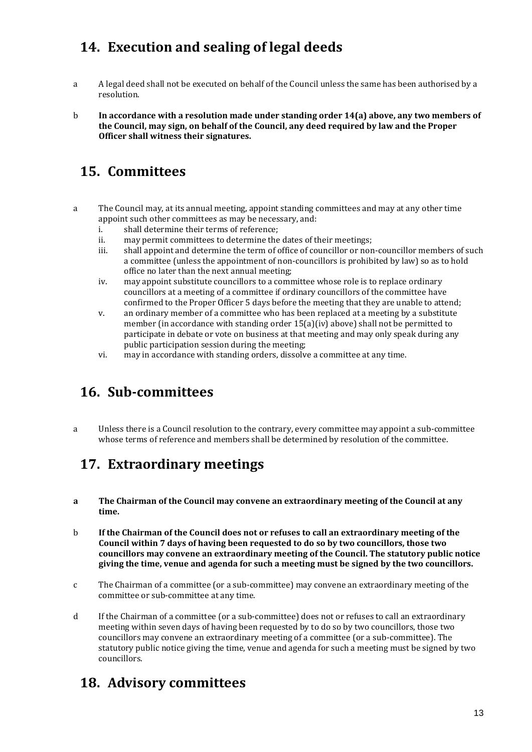## 14. Execution and sealing of legal deeds

a A legal deed shall not be executed on behalf of the Council unless the same has been authorised by a resolution.

b **In accordance with a resolution made under standing order 14(a) above, any two members of the Council, may sign, on behalf of the Council, any deed required by law and the Proper Officer shall witness their signatures.**

## 15. Committees

a The Council may, at its annual meeting, appoint standing committees and may at any other time appoint such other committees as may be necessary, and:

   i. shall determine their terms of reference;
   ii. may permit committees to determine the dates of their meetings;
   iii. shall appoint and determine the term of office of councillor or non-councillor members of such a committee (unless the appointment of non-councillors is prohibited by law) so as to hold office no later than the next annual meeting;
   iv. may appoint substitute councillors to a committee whose role is to replace ordinary councillors at a meeting of a committee if ordinary councillors of the committee have confirmed to the Proper Officer 5 days before the meeting that they are unable to attend;
   v. an ordinary member of a committee who has been replaced at a meeting by a substitute member (in accordance with standing order 15(a)(iv) above) shall not be permitted to participate in debate or vote on business at that meeting and may only speak during any public participation session during the meeting;
   vi. may in accordance with standing orders, dissolve a committee at any time.

## 16. Sub-committees

a Unless there is a Council resolution to the contrary, every committee may appoint a sub-committee whose terms of reference and members shall be determined by resolution of the committee.

## 17. Extraordinary meetings

**a The Chairman of the Council may convene an extraordinary meeting of the Council at any time.**

b **If the Chairman of the Council does not or refuses to call an extraordinary meeting of the Council within 7 days of having been requested to do so by two councillors, those two councillors may convene an extraordinary meeting of the Council. The statutory public notice giving the time, venue and agenda for such a meeting must be signed by the two councillors.**

c The Chairman of a committee (or a sub-committee) may convene an extraordinary meeting of the committee or sub-committee at any time.

d If the Chairman of a committee (or a sub-committee) does not or refuses to call an extraordinary meeting within seven days of having been requested by to do so by two councillors, those two councillors may convene an extraordinary meeting of a committee (or a sub-committee). The statutory public notice giving the time, venue and agenda for such a meeting must be signed by two councillors.

## 18. Advisory committees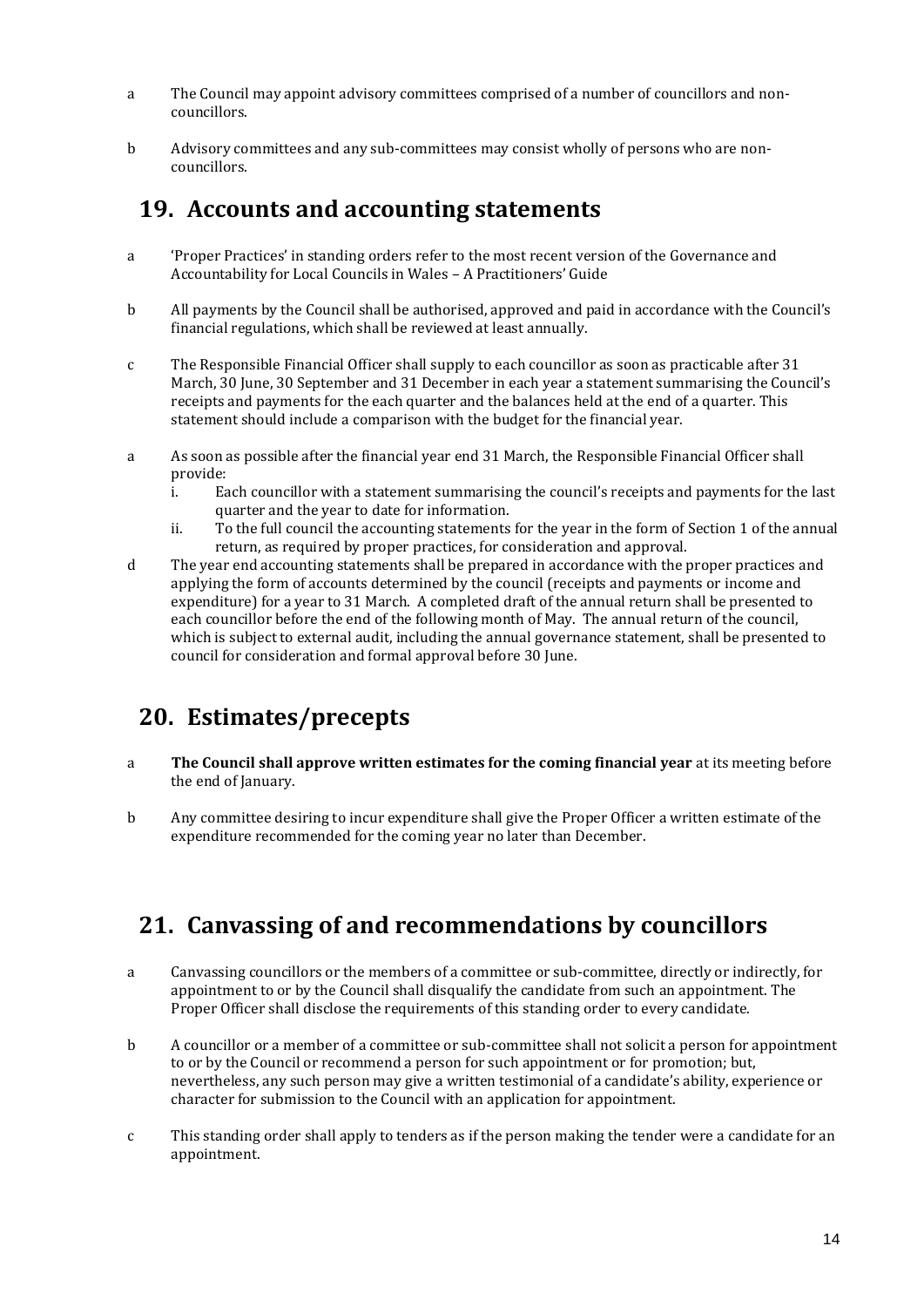a The Council may appoint advisory committees comprised of a number of councillors and non-councillors.

b Advisory committees and any sub-committees may consist wholly of persons who are non-councillors.

## 19. Accounts and accounting statements

a 'Proper Practices' in standing orders refer to the most recent version of the Governance and Accountability for Local Councils in Wales – A Practitioners' Guide

b All payments by the Council shall be authorised, approved and paid in accordance with the Council's financial regulations, which shall be reviewed at least annually.

c The Responsible Financial Officer shall supply to each councillor as soon as practicable after 31 March, 30 June, 30 September and 31 December in each year a statement summarising the Council's receipts and payments for the each quarter and the balances held at the end of a quarter. This statement should include a comparison with the budget for the financial year.

a As soon as possible after the financial year end 31 March, the Responsible Financial Officer shall provide:
  i. Each councillor with a statement summarising the council's receipts and payments for the last quarter and the year to date for information.
  ii. To the full council the accounting statements for the year in the form of Section 1 of the annual return, as required by proper practices, for consideration and approval.

d The year end accounting statements shall be prepared in accordance with the proper practices and applying the form of accounts determined by the council (receipts and payments or income and expenditure) for a year to 31 March. A completed draft of the annual return shall be presented to each councillor before the end of the following month of May. The annual return of the council, which is subject to external audit, including the annual governance statement, shall be presented to council for consideration and formal approval before 30 June.

## 20. Estimates/precepts

a **The Council shall approve written estimates for the coming financial year** at its meeting before the end of January.

b Any committee desiring to incur expenditure shall give the Proper Officer a written estimate of the expenditure recommended for the coming year no later than December.

## 21. Canvassing of and recommendations by councillors

a Canvassing councillors or the members of a committee or sub-committee, directly or indirectly, for appointment to or by the Council shall disqualify the candidate from such an appointment. The Proper Officer shall disclose the requirements of this standing order to every candidate.

b A councillor or a member of a committee or sub-committee shall not solicit a person for appointment to or by the Council or recommend a person for such appointment or for promotion; but, nevertheless, any such person may give a written testimonial of a candidate's ability, experience or character for submission to the Council with an application for appointment.

c This standing order shall apply to tenders as if the person making the tender were a candidate for an appointment.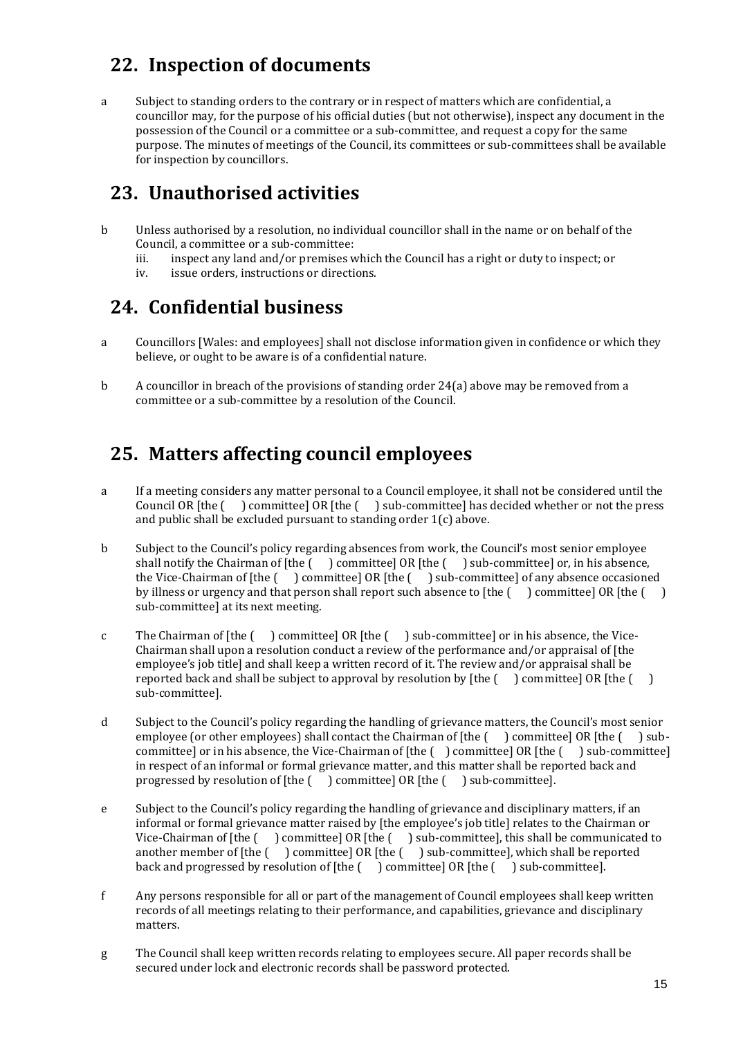## 22. Inspection of documents

a Subject to standing orders to the contrary or in respect of matters which are confidential, a councillor may, for the purpose of his official duties (but not otherwise), inspect any document in the possession of the Council or a committee or a sub-committee, and request a copy for the same purpose. The minutes of meetings of the Council, its committees or sub-committees shall be available for inspection by councillors.

## 23. Unauthorised activities

b Unless authorised by a resolution, no individual councillor shall in the name or on behalf of the Council, a committee or a sub-committee:

iii. inspect any land and/or premises which the Council has a right or duty to inspect; or

iv. issue orders, instructions or directions.

## 24. Confidential business

a Councillors [Wales: and employees] shall not disclose information given in confidence or which they believe, or ought to be aware is of a confidential nature.

b A councillor in breach of the provisions of standing order 24(a) above may be removed from a committee or a sub-committee by a resolution of the Council.

## 25. Matters affecting council employees

a If a meeting considers any matter personal to a Council employee, it shall not be considered until the Council OR [the ( ) committee] OR [the ( ) sub-committee] has decided whether or not the press and public shall be excluded pursuant to standing order 1(c) above.

b Subject to the Council's policy regarding absences from work, the Council's most senior employee shall notify the Chairman of [the ( ) committee] OR [the ( ) sub-committee] or, in his absence, the Vice-Chairman of [the ( ) committee] OR [the ( ) sub-committee] of any absence occasioned by illness or urgency and that person shall report such absence to [the ( ) committee] OR [the ( ) sub-committee] at its next meeting.

c The Chairman of [the ( ) committee] OR [the ( ) sub-committee] or in his absence, the Vice-Chairman shall upon a resolution conduct a review of the performance and/or appraisal of [the employee's job title] and shall keep a written record of it. The review and/or appraisal shall be reported back and shall be subject to approval by resolution by [the ( ) committee] OR [the ( ) sub-committee].

d Subject to the Council's policy regarding the handling of grievance matters, the Council's most senior employee (or other employees) shall contact the Chairman of [the ( ) committee] OR [the ( ) sub-committee] or in his absence, the Vice-Chairman of [the ( ) committee] OR [the ( ) sub-committee] in respect of an informal or formal grievance matter, and this matter shall be reported back and progressed by resolution of [the ( ) committee] OR [the ( ) sub-committee].

e Subject to the Council's policy regarding the handling of grievance and disciplinary matters, if an informal or formal grievance matter raised by [the employee's job title] relates to the Chairman or Vice-Chairman of [the ( ) committee] OR [the ( ) sub-committee], this shall be communicated to another member of [the ( ) committee] OR [the ( ) sub-committee], which shall be reported back and progressed by resolution of [the ( ) committee] OR [the ( ) sub-committee].

f Any persons responsible for all or part of the management of Council employees shall keep written records of all meetings relating to their performance, and capabilities, grievance and disciplinary matters.

g The Council shall keep written records relating to employees secure. All paper records shall be secured under lock and electronic records shall be password protected.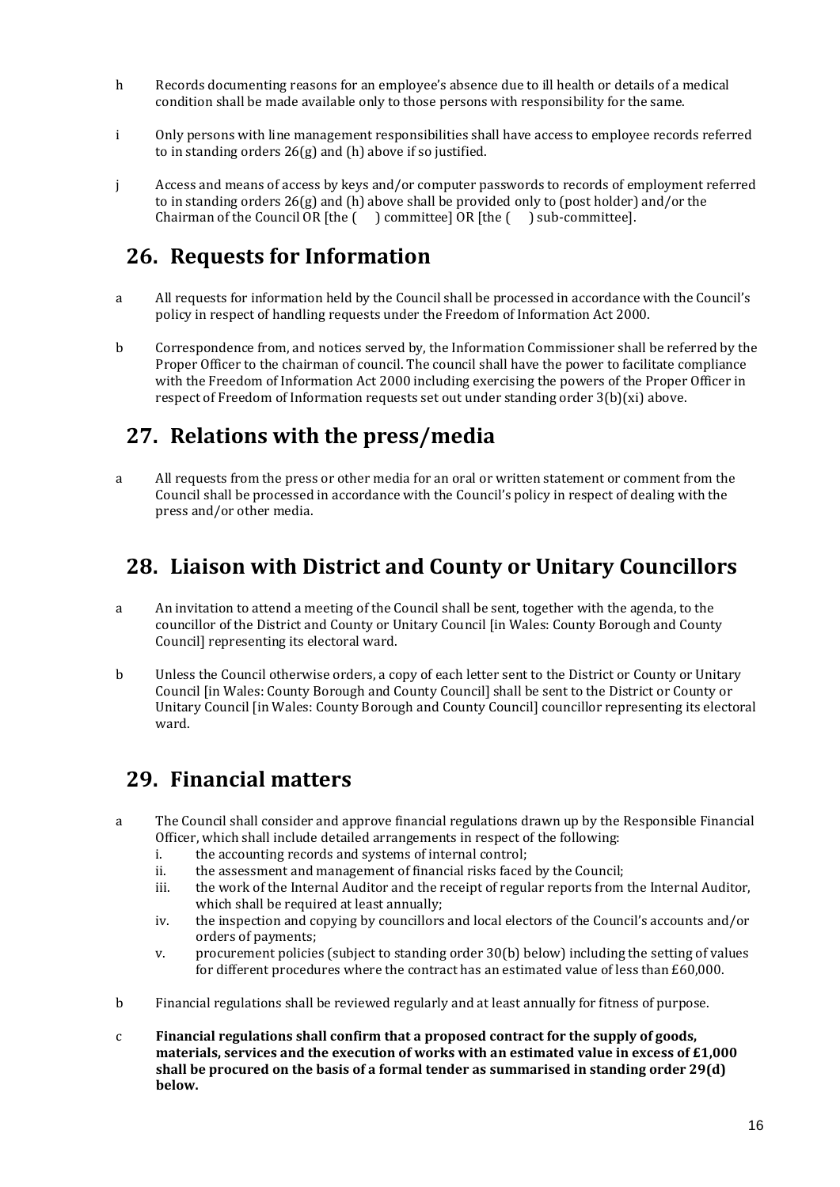h Records documenting reasons for an employee's absence due to ill health or details of a medical condition shall be made available only to those persons with responsibility for the same.

i Only persons with line management responsibilities shall have access to employee records referred to in standing orders 26(g) and (h) above if so justified.

j Access and means of access by keys and/or computer passwords to records of employment referred to in standing orders 26(g) and (h) above shall be provided only to (post holder) and/or the Chairman of the Council OR [the ( ) committee] OR [the ( ) sub-committee].

## 26. Requests for Information

a All requests for information held by the Council shall be processed in accordance with the Council's policy in respect of handling requests under the Freedom of Information Act 2000.

b Correspondence from, and notices served by, the Information Commissioner shall be referred by the Proper Officer to the chairman of council. The council shall have the power to facilitate compliance with the Freedom of Information Act 2000 including exercising the powers of the Proper Officer in respect of Freedom of Information requests set out under standing order 3(b)(xi) above.

## 27. Relations with the press/media

a All requests from the press or other media for an oral or written statement or comment from the Council shall be processed in accordance with the Council's policy in respect of dealing with the press and/or other media.

## 28. Liaison with District and County or Unitary Councillors

a An invitation to attend a meeting of the Council shall be sent, together with the agenda, to the councillor of the District and County or Unitary Council [in Wales: County Borough and County Council] representing its electoral ward.

b Unless the Council otherwise orders, a copy of each letter sent to the District or County or Unitary Council [in Wales: County Borough and County Council] shall be sent to the District or County or Unitary Council [in Wales: County Borough and County Council] councillor representing its electoral ward.

## 29. Financial matters

a The Council shall consider and approve financial regulations drawn up by the Responsible Financial Officer, which shall include detailed arrangements in respect of the following:

i. the accounting records and systems of internal control;
ii. the assessment and management of financial risks faced by the Council;
iii. the work of the Internal Auditor and the receipt of regular reports from the Internal Auditor, which shall be required at least annually;
iv. the inspection and copying by councillors and local electors of the Council's accounts and/or orders of payments;
v. procurement policies (subject to standing order 30(b) below) including the setting of values for different procedures where the contract has an estimated value of less than £60,000.

b Financial regulations shall be reviewed regularly and at least annually for fitness of purpose.

c **Financial regulations shall confirm that a proposed contract for the supply of goods, materials, services and the execution of works with an estimated value in excess of £1,000 shall be procured on the basis of a formal tender as summarised in standing order 29(d) below.**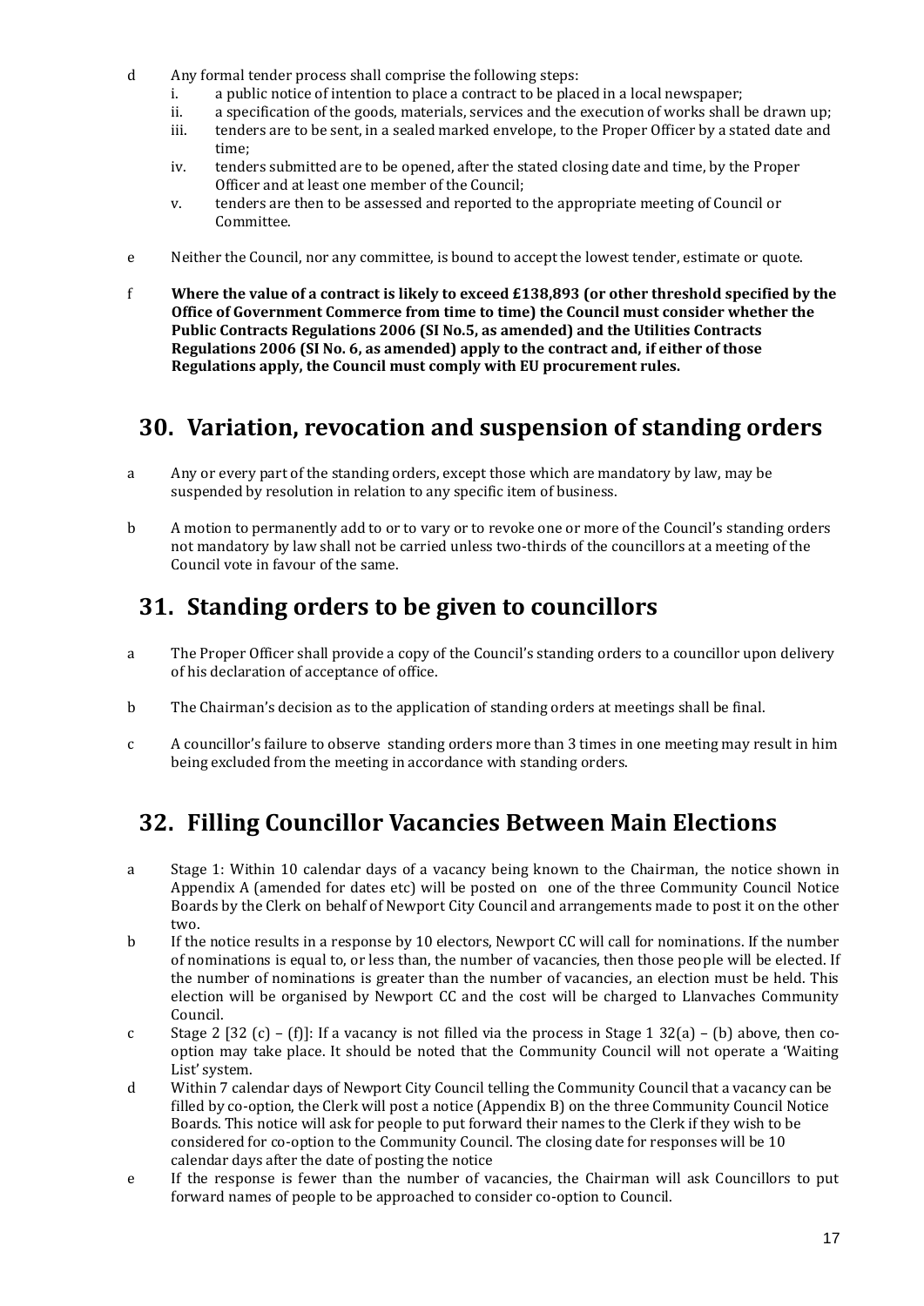d Any formal tender process shall comprise the following steps:

   i. a public notice of intention to place a contract to be placed in a local newspaper;
   ii. a specification of the goods, materials, services and the execution of works shall be drawn up;
   iii. tenders are to be sent, in a sealed marked envelope, to the Proper Officer by a stated date and time;
   iv. tenders submitted are to be opened, after the stated closing date and time, by the Proper Officer and at least one member of the Council;
   v. tenders are then to be assessed and reported to the appropriate meeting of Council or Committee.

e Neither the Council, nor any committee, is bound to accept the lowest tender, estimate or quote.

f **Where the value of a contract is likely to exceed £138,893 (or other threshold specified by the Office of Government Commerce from time to time) the Council must consider whether the Public Contracts Regulations 2006 (SI No.5, as amended) and the Utilities Contracts Regulations 2006 (SI No. 6, as amended) apply to the contract and, if either of those Regulations apply, the Council must comply with EU procurement rules.**

## 30. Variation, revocation and suspension of standing orders

a Any or every part of the standing orders, except those which are mandatory by law, may be suspended by resolution in relation to any specific item of business.

b A motion to permanently add to or to vary or to revoke one or more of the Council's standing orders not mandatory by law shall not be carried unless two-thirds of the councillors at a meeting of the Council vote in favour of the same.

## 31. Standing orders to be given to councillors

a The Proper Officer shall provide a copy of the Council's standing orders to a councillor upon delivery of his declaration of acceptance of office.

b The Chairman's decision as to the application of standing orders at meetings shall be final.

c A councillor's failure to observe standing orders more than 3 times in one meeting may result in him being excluded from the meeting in accordance with standing orders.

## 32. Filling Councillor Vacancies Between Main Elections

a Stage 1: Within 10 calendar days of a vacancy being known to the Chairman, the notice shown in Appendix A (amended for dates etc) will be posted on one of the three Community Council Notice Boards by the Clerk on behalf of Newport City Council and arrangements made to post it on the other two.

b If the notice results in a response by 10 electors, Newport CC will call for nominations. If the number of nominations is equal to, or less than, the number of vacancies, then those people will be elected. If the number of nominations is greater than the number of vacancies, an election must be held. This election will be organised by Newport CC and the cost will be charged to Llanvaches Community Council.

c Stage 2 [32 (c) – (f)]: If a vacancy is not filled via the process in Stage 1 32(a) – (b) above, then co-option may take place. It should be noted that the Community Council will not operate a 'Waiting List' system.

d Within 7 calendar days of Newport City Council telling the Community Council that a vacancy can be filled by co-option, the Clerk will post a notice (Appendix B) on the three Community Council Notice Boards. This notice will ask for people to put forward their names to the Clerk if they wish to be considered for co-option to the Community Council. The closing date for responses will be 10 calendar days after the date of posting the notice

e If the response is fewer than the number of vacancies, the Chairman will ask Councillors to put forward names of people to be approached to consider co-option to Council.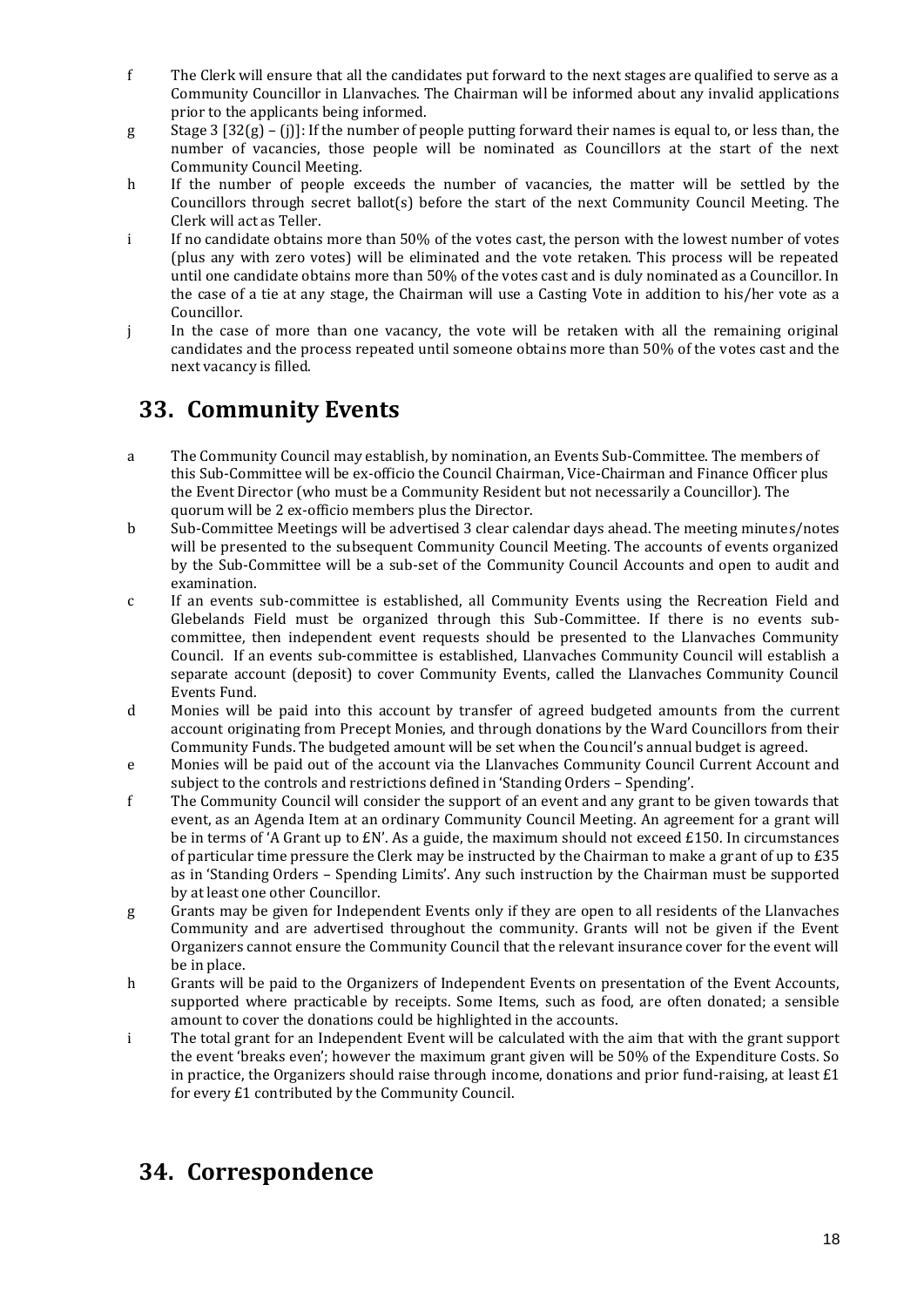f The Clerk will ensure that all the candidates put forward to the next stages are qualified to serve as a Community Councillor in Llanvaches. The Chairman will be informed about any invalid applications prior to the applicants being informed.

g Stage 3 [32(g) – (j)]: If the number of people putting forward their names is equal to, or less than, the number of vacancies, those people will be nominated as Councillors at the start of the next Community Council Meeting.

h If the number of people exceeds the number of vacancies, the matter will be settled by the Councillors through secret ballot(s) before the start of the next Community Council Meeting. The Clerk will act as Teller.

i If no candidate obtains more than 50% of the votes cast, the person with the lowest number of votes (plus any with zero votes) will be eliminated and the vote retaken. This process will be repeated until one candidate obtains more than 50% of the votes cast and is duly nominated as a Councillor. In the case of a tie at any stage, the Chairman will use a Casting Vote in addition to his/her vote as a Councillor.

j In the case of more than one vacancy, the vote will be retaken with all the remaining original candidates and the process repeated until someone obtains more than 50% of the votes cast and the next vacancy is filled.

## 33. Community Events

a The Community Council may establish, by nomination, an Events Sub-Committee. The members of this Sub-Committee will be ex-officio the Council Chairman, Vice-Chairman and Finance Officer plus the Event Director (who must be a Community Resident but not necessarily a Councillor). The quorum will be 2 ex-officio members plus the Director.

b Sub-Committee Meetings will be advertised 3 clear calendar days ahead. The meeting minutes/notes will be presented to the subsequent Community Council Meeting. The accounts of events organized by the Sub-Committee will be a sub-set of the Community Council Accounts and open to audit and examination.

c If an events sub-committee is established, all Community Events using the Recreation Field and Glebelands Field must be organized through this Sub-Committee. If there is no events sub-committee, then independent event requests should be presented to the Llanvaches Community Council. If an events sub-committee is established, Llanvaches Community Council will establish a separate account (deposit) to cover Community Events, called the Llanvaches Community Council Events Fund.

d Monies will be paid into this account by transfer of agreed budgeted amounts from the current account originating from Precept Monies, and through donations by the Ward Councillors from their Community Funds. The budgeted amount will be set when the Council's annual budget is agreed.

e Monies will be paid out of the account via the Llanvaches Community Council Current Account and subject to the controls and restrictions defined in 'Standing Orders – Spending'.

f The Community Council will consider the support of an event and any grant to be given towards that event, as an Agenda Item at an ordinary Community Council Meeting. An agreement for a grant will be in terms of 'A Grant up to £N'. As a guide, the maximum should not exceed £150. In circumstances of particular time pressure the Clerk may be instructed by the Chairman to make a grant of up to £35 as in 'Standing Orders – Spending Limits'. Any such instruction by the Chairman must be supported by at least one other Councillor.

g Grants may be given for Independent Events only if they are open to all residents of the Llanvaches Community and are advertised throughout the community. Grants will not be given if the Event Organizers cannot ensure the Community Council that the relevant insurance cover for the event will be in place.

h Grants will be paid to the Organizers of Independent Events on presentation of the Event Accounts, supported where practicable by receipts. Some Items, such as food, are often donated; a sensible amount to cover the donations could be highlighted in the accounts.

i The total grant for an Independent Event will be calculated with the aim that with the grant support the event 'breaks even'; however the maximum grant given will be 50% of the Expenditure Costs. So in practice, the Organizers should raise through income, donations and prior fund-raising, at least £1 for every £1 contributed by the Community Council.

## 34. Correspondence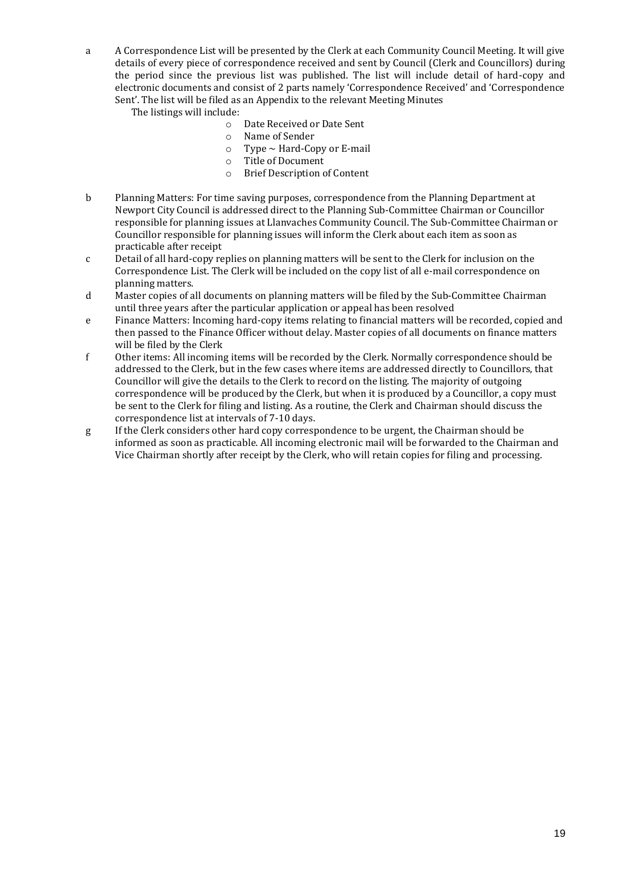a A Correspondence List will be presented by the Clerk at each Community Council Meeting. It will give details of every piece of correspondence received and sent by Council (Clerk and Councillors) during the period since the previous list was published. The list will include detail of hard-copy and electronic documents and consist of 2 parts namely 'Correspondence Received' and 'Correspondence Sent'. The list will be filed as an Appendix to the relevant Meeting Minutes

The listings will include:

- Date Received or Date Sent
- Name of Sender
- Type ~ Hard-Copy or E-mail
- Title of Document
- Brief Description of Content

b Planning Matters: For time saving purposes, correspondence from the Planning Department at Newport City Council is addressed direct to the Planning Sub-Committee Chairman or Councillor responsible for planning issues at Llanvaches Community Council. The Sub-Committee Chairman or Councillor responsible for planning issues will inform the Clerk about each item as soon as practicable after receipt

c Detail of all hard-copy replies on planning matters will be sent to the Clerk for inclusion on the Correspondence List. The Clerk will be included on the copy list of all e-mail correspondence on planning matters.

d Master copies of all documents on planning matters will be filed by the Sub-Committee Chairman until three years after the particular application or appeal has been resolved

e Finance Matters: Incoming hard-copy items relating to financial matters will be recorded, copied and then passed to the Finance Officer without delay. Master copies of all documents on finance matters will be filed by the Clerk

f Other items: All incoming items will be recorded by the Clerk. Normally correspondence should be addressed to the Clerk, but in the few cases where items are addressed directly to Councillors, that Councillor will give the details to the Clerk to record on the listing. The majority of outgoing correspondence will be produced by the Clerk, but when it is produced by a Councillor, a copy must be sent to the Clerk for filing and listing. As a routine, the Clerk and Chairman should discuss the correspondence list at intervals of 7-10 days.

g If the Clerk considers other hard copy correspondence to be urgent, the Chairman should be informed as soon as practicable. All incoming electronic mail will be forwarded to the Chairman and Vice Chairman shortly after receipt by the Clerk, who will retain copies for filing and processing.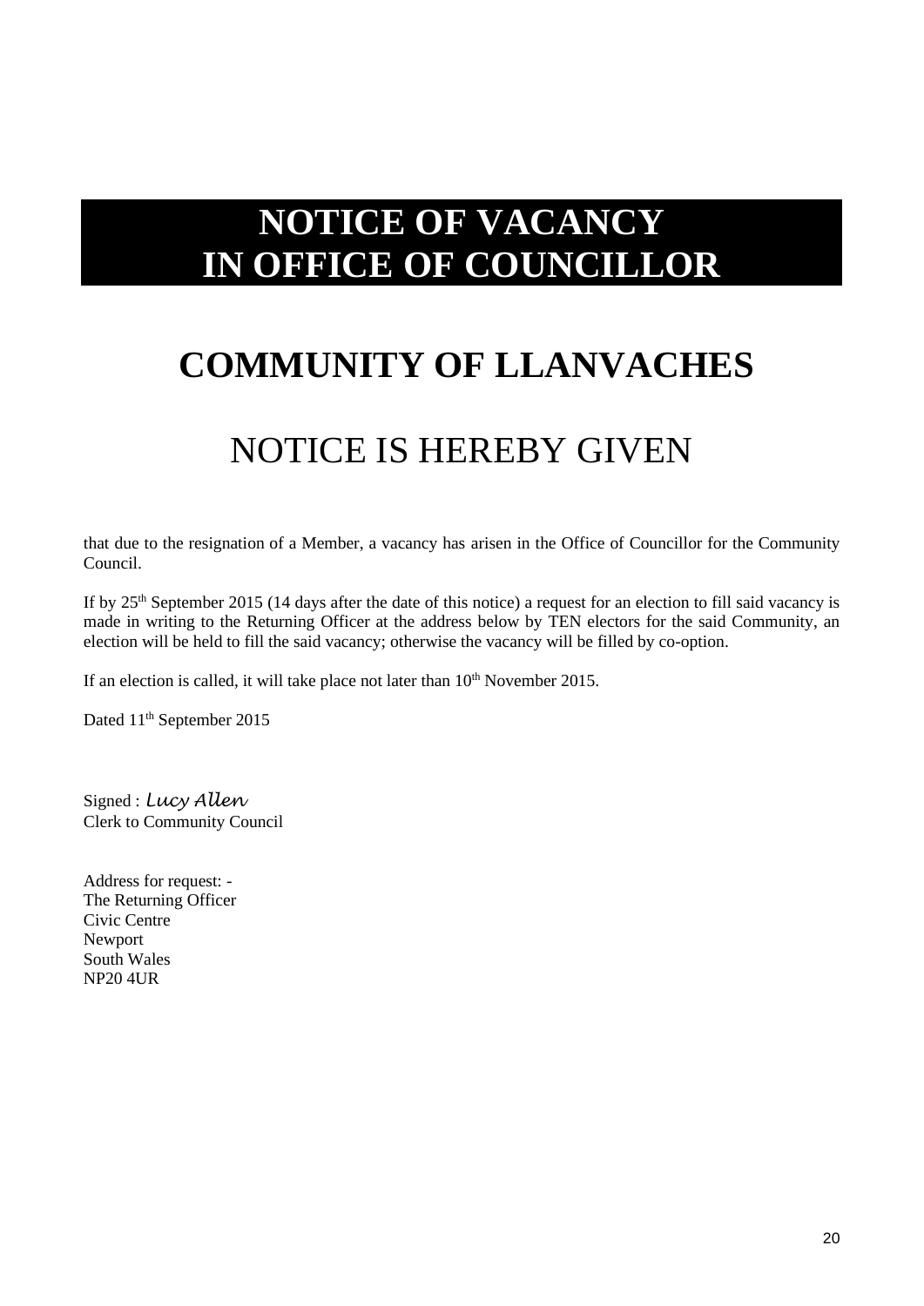# NOTICE OF VACANCY IN OFFICE OF COUNCILLOR

## COMMUNITY OF LLANVACHES

## NOTICE IS HEREBY GIVEN

that due to the resignation of a Member, a vacancy has arisen in the Office of Councillor for the Community Council.

If by 25th September 2015 (14 days after the date of this notice) a request for an election to fill said vacancy is made in writing to the Returning Officer at the address below by TEN electors for the said Community, an election will be held to fill the said vacancy; otherwise the vacancy will be filled by co-option.

If an election is called, it will take place not later than 10th November 2015.

Dated 11th September 2015

Signed : *Lucy Allen*
Clerk to Community Council

Address for request: -
The Returning Officer
Civic Centre
Newport
South Wales
NP20 4UR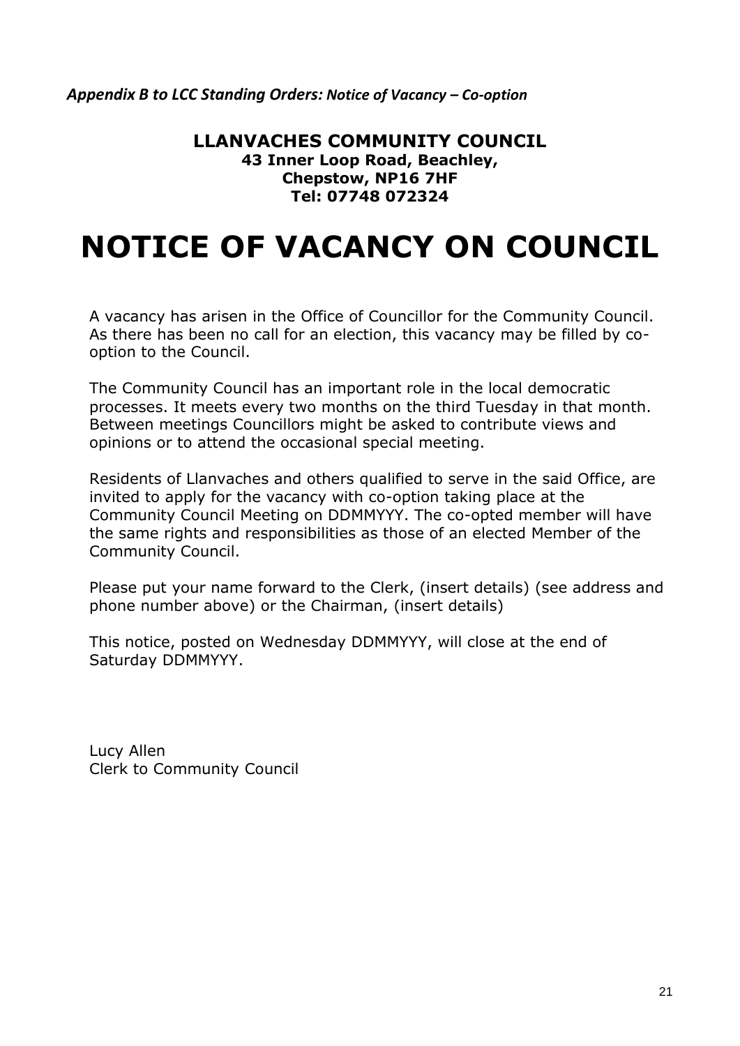*Appendix B to LCC Standing Orders: Notice of Vacancy – Co-option*

**LLANVACHES COMMUNITY COUNCIL**
**43 Inner Loop Road, Beachley,**
**Chepstow, NP16 7HF**
**Tel: 07748 072324**

# NOTICE OF VACANCY ON COUNCIL

A vacancy has arisen in the Office of Councillor for the Community Council. As there has been no call for an election, this vacancy may be filled by co-option to the Council.

The Community Council has an important role in the local democratic processes. It meets every two months on the third Tuesday in that month. Between meetings Councillors might be asked to contribute views and opinions or to attend the occasional special meeting.

Residents of Llanvaches and others qualified to serve in the said Office, are invited to apply for the vacancy with co-option taking place at the Community Council Meeting on DDMMYYY. The co-opted member will have the same rights and responsibilities as those of an elected Member of the Community Council.

Please put your name forward to the Clerk, (insert details) (see address and phone number above) or the Chairman, (insert details)

This notice, posted on Wednesday DDMMYYY, will close at the end of Saturday DDMMYYY.

Lucy Allen
Clerk to Community Council